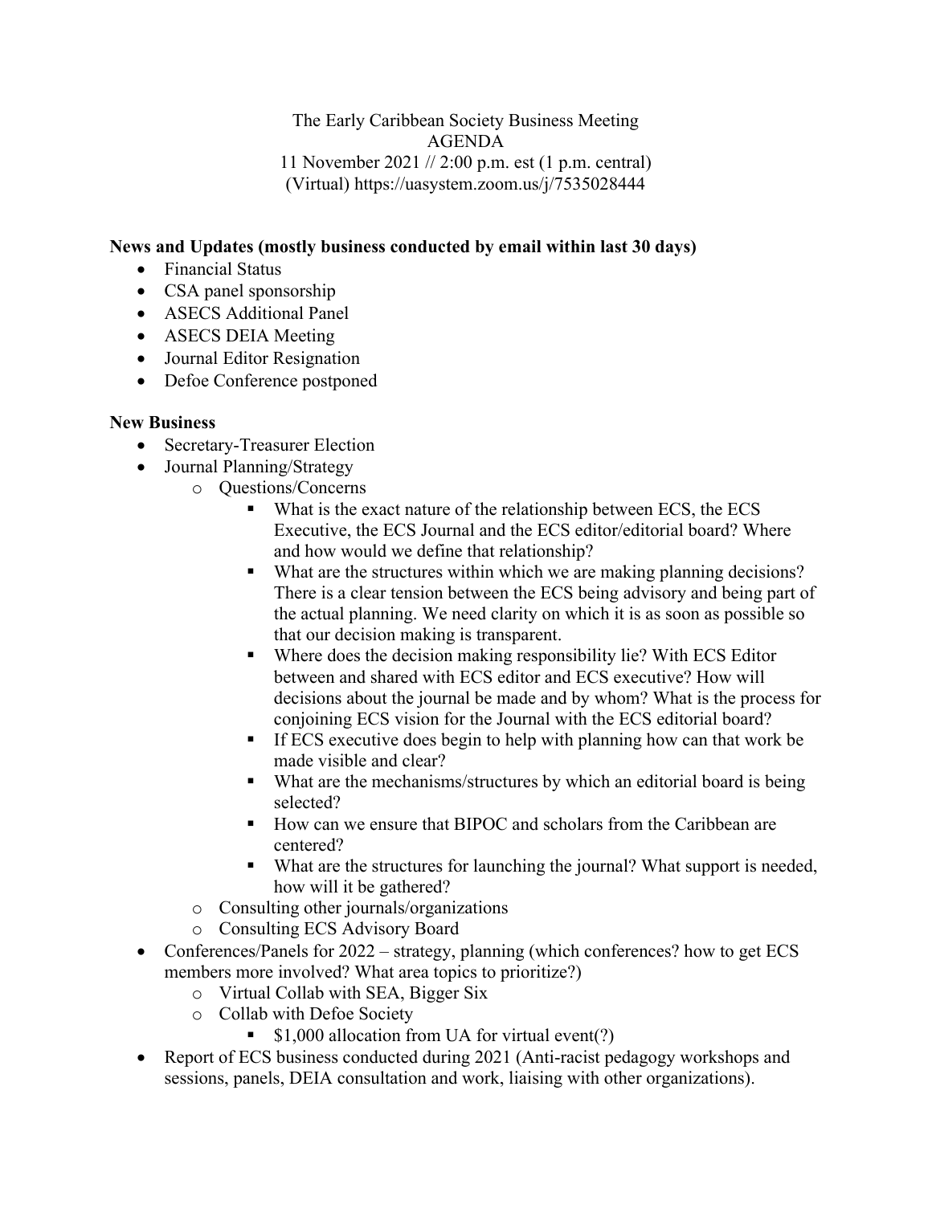The Early Caribbean Society Business Meeting
AGENDA
11 November 2021 // 2:00 p.m. est (1 p.m. central)
(Virtual) https://uasystem.zoom.us/j/7535028444

**News and Updates (mostly business conducted by email within last 30 days)**

- Financial Status
- CSA panel sponsorship
- ASECS Additional Panel
- ASECS DEIA Meeting
- Journal Editor Resignation
- Defoe Conference postponed

**New Business**

- Secretary-Treasurer Election
- Journal Planning/Strategy
    - Questions/Concerns
        - What is the exact nature of the relationship between ECS, the ECS Executive, the ECS Journal and the ECS editor/editorial board? Where and how would we define that relationship?
        - What are the structures within which we are making planning decisions? There is a clear tension between the ECS being advisory and being part of the actual planning. We need clarity on which it is as soon as possible so that our decision making is transparent.
        - Where does the decision making responsibility lie? With ECS Editor between and shared with ECS editor and ECS executive? How will decisions about the journal be made and by whom? What is the process for conjoining ECS vision for the Journal with the ECS editorial board?
        - If ECS executive does begin to help with planning how can that work be made visible and clear?
        - What are the mechanisms/structures by which an editorial board is being selected?
        - How can we ensure that BIPOC and scholars from the Caribbean are centered?
        - What are the structures for launching the journal? What support is needed, how will it be gathered?
    - Consulting other journals/organizations
    - Consulting ECS Advisory Board
- Conferences/Panels for 2022 – strategy, planning (which conferences? how to get ECS members more involved? What area topics to prioritize?)
    - Virtual Collab with SEA, Bigger Six
    - Collab with Defoe Society
        - $1,000 allocation from UA for virtual event(?)
- Report of ECS business conducted during 2021 (Anti-racist pedagogy workshops and sessions, panels, DEIA consultation and work, liaising with other organizations).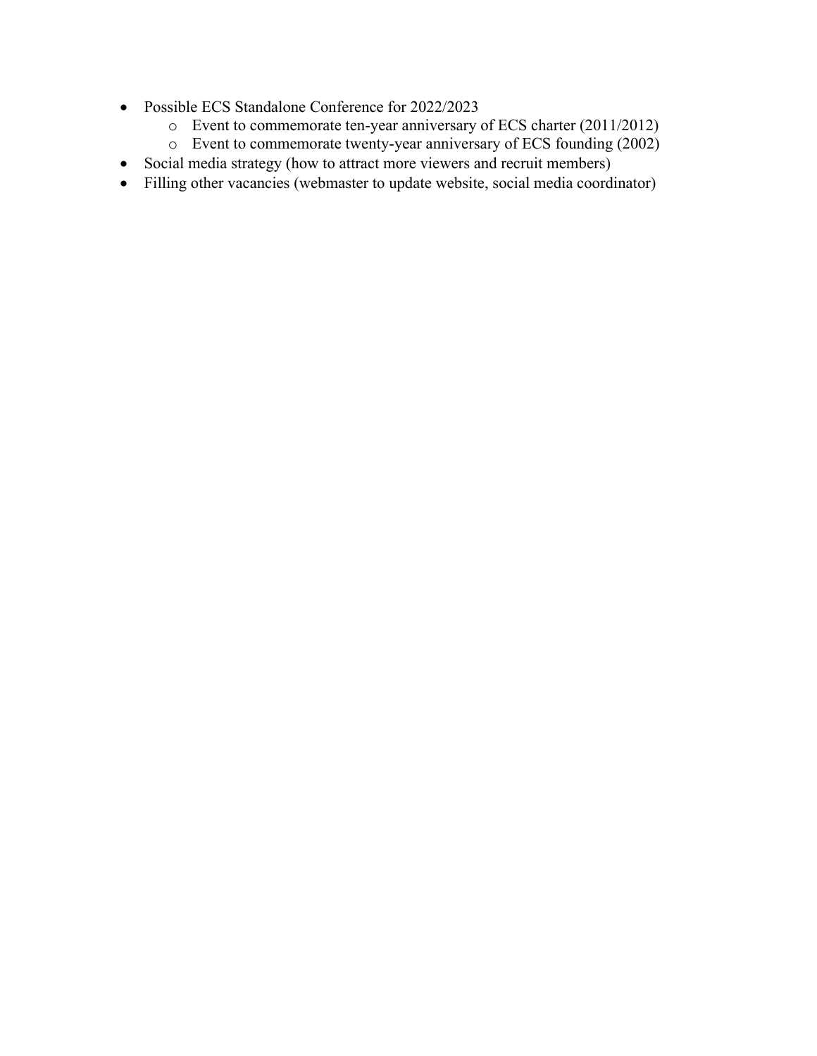- Possible ECS Standalone Conference for 2022/2023
  - Event to commemorate ten-year anniversary of ECS charter (2011/2012)
  - Event to commemorate twenty-year anniversary of ECS founding (2002)
- Social media strategy (how to attract more viewers and recruit members)
- Filling other vacancies (webmaster to update website, social media coordinator)